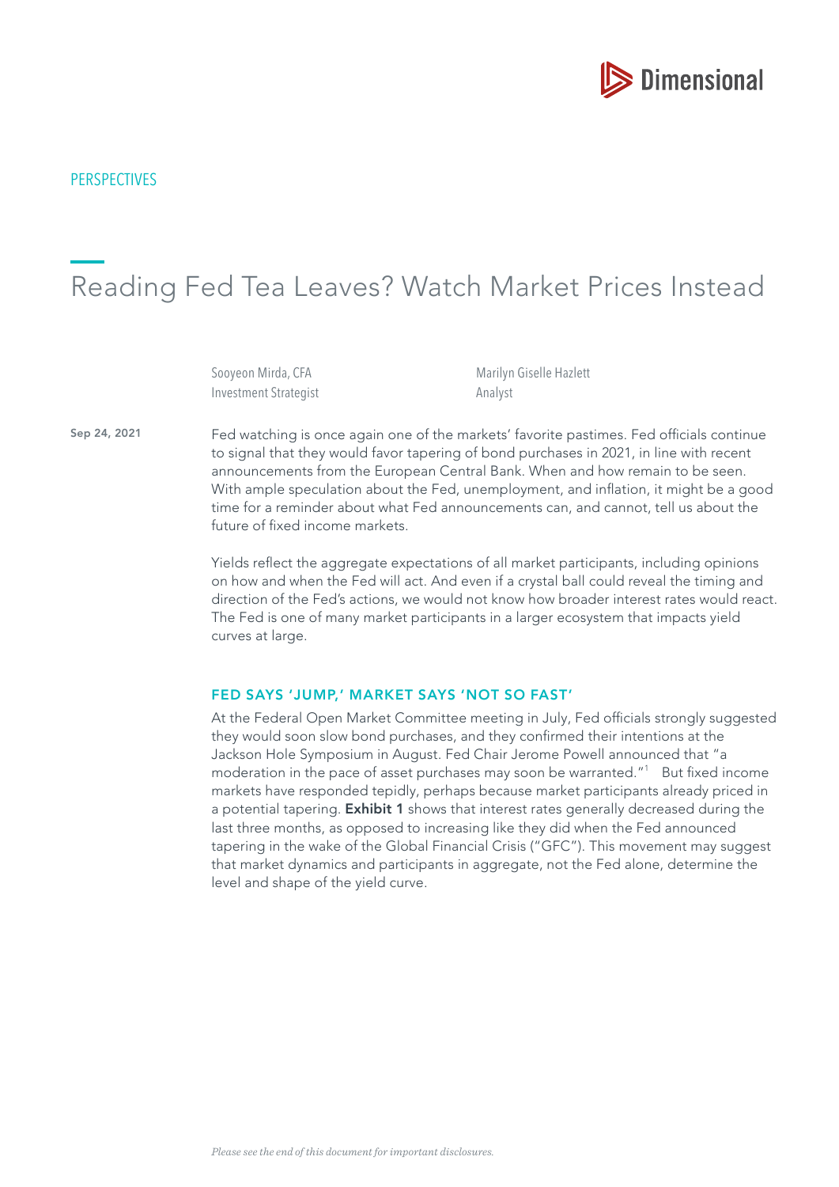PERSPECTIVES

# Reading Fed Tea Leaves? Watch Market Prices Instead

Sooyeon Mirda, CFA
Investment Strategist

Marilyn Giselle Hazlett
Analyst

Sep 24, 2021

Fed watching is once again one of the markets' favorite pastimes. Fed officials continue to signal that they would favor tapering of bond purchases in 2021, in line with recent announcements from the European Central Bank. When and how remain to be seen. With ample speculation about the Fed, unemployment, and inflation, it might be a good time for a reminder about what Fed announcements can, and cannot, tell us about the future of fixed income markets.

Yields reflect the aggregate expectations of all market participants, including opinions on how and when the Fed will act. And even if a crystal ball could reveal the timing and direction of the Fed's actions, we would not know how broader interest rates would react. The Fed is one of many market participants in a larger ecosystem that impacts yield curves at large.

## FED SAYS 'JUMP,' MARKET SAYS 'NOT SO FAST'

At the Federal Open Market Committee meeting in July, Fed officials strongly suggested they would soon slow bond purchases, and they confirmed their intentions at the Jackson Hole Symposium in August. Fed Chair Jerome Powell announced that "a moderation in the pace of asset purchases may soon be warranted."[1] But fixed income markets have responded tepidly, perhaps because market participants already priced in a potential tapering. **Exhibit 1** shows that interest rates generally decreased during the last three months, as opposed to increasing like they did when the Fed announced tapering in the wake of the Global Financial Crisis ("GFC"). This movement may suggest that market dynamics and participants in aggregate, not the Fed alone, determine the level and shape of the yield curve.

*Please see the end of this document for important disclosures.*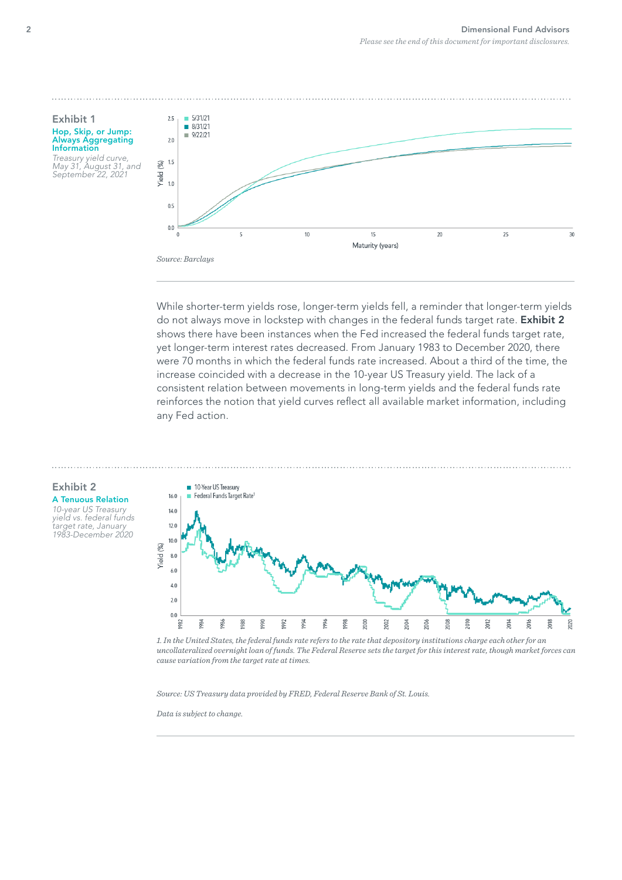## Exhibit 1

**Hop, Skip, or Jump: Always Aggregating Information**

*Treasury yield curve, May 31, August 31, and September 22, 2021*

*Source: Barclays*

While shorter-term yields rose, longer-term yields fell, a reminder that longer-term yields do not always move in lockstep with changes in the federal funds target rate. **Exhibit 2** shows there have been instances when the Fed increased the federal funds target rate, yet longer-term interest rates decreased. From January 1983 to December 2020, there were 70 months in which the federal funds rate increased. About a third of the time, the increase coincided with a decrease in the 10-year US Treasury yield. The lack of a consistent relation between movements in long-term yields and the federal funds rate reinforces the notion that yield curves reflect all available market information, including any Fed action.

## Exhibit 2

**A Tenuous Relation**

*10-year US Treasury yield vs. federal funds target rate, January 1983-December 2020*

*1. In the United States, the federal funds rate refers to the rate that depository institutions charge each other for an uncollateralized overnight loan of funds. The Federal Reserve sets the target for this interest rate, though market forces can cause variation from the target rate at times.*

*Source: US Treasury data provided by FRED, Federal Reserve Bank of St. Louis.*

*Data is subject to change.*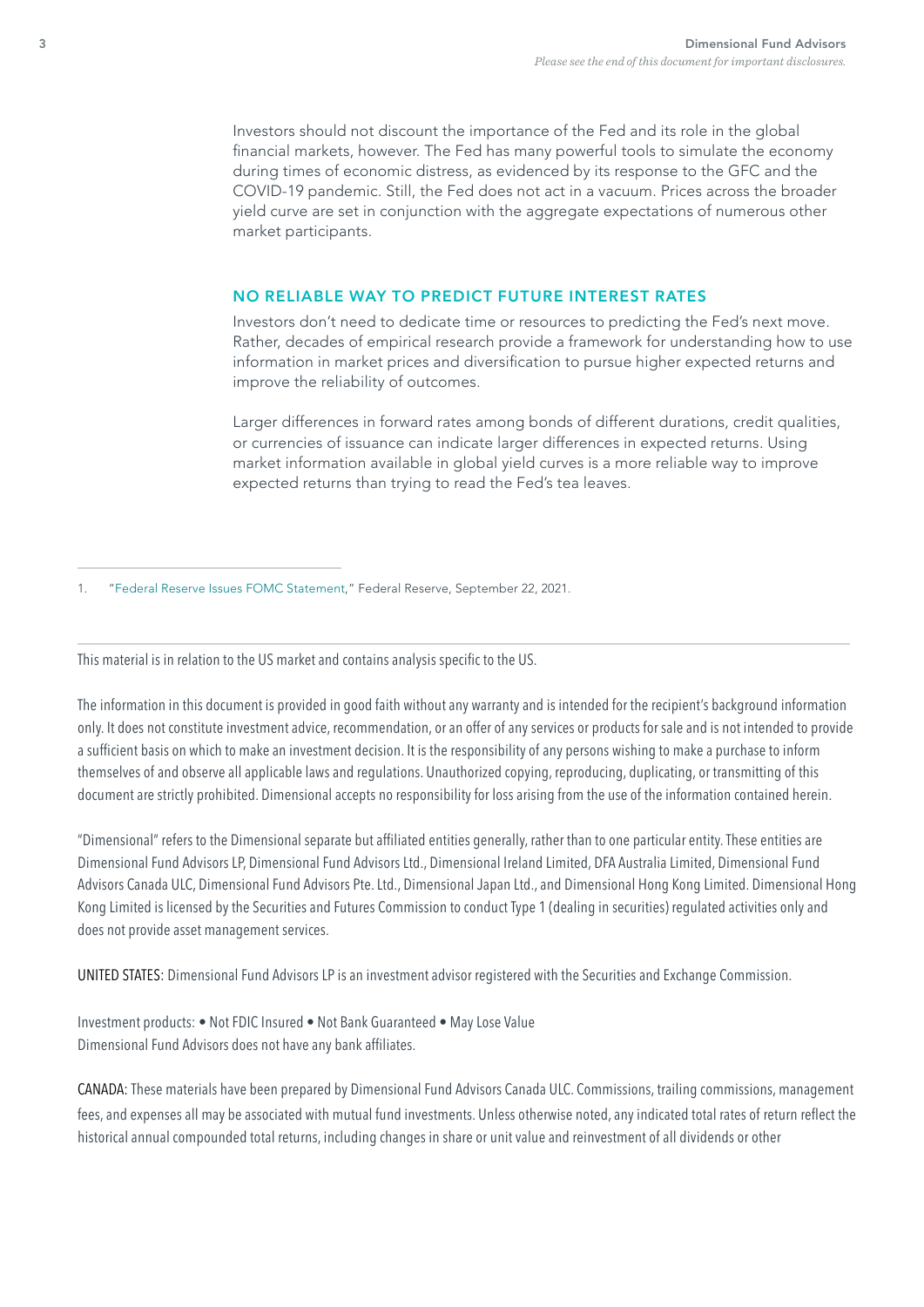Investors should not discount the importance of the Fed and its role in the global financial markets, however. The Fed has many powerful tools to simulate the economy during times of economic distress, as evidenced by its response to the GFC and the COVID-19 pandemic. Still, the Fed does not act in a vacuum. Prices across the broader yield curve are set in conjunction with the aggregate expectations of numerous other market participants.

## NO RELIABLE WAY TO PREDICT FUTURE INTEREST RATES

Investors don't need to dedicate time or resources to predicting the Fed's next move. Rather, decades of empirical research provide a framework for understanding how to use information in market prices and diversification to pursue higher expected returns and improve the reliability of outcomes.

Larger differences in forward rates among bonds of different durations, credit qualities, or currencies of issuance can indicate larger differences in expected returns. Using market information available in global yield curves is a more reliable way to improve expected returns than trying to read the Fed's tea leaves.

---

1. "Federal Reserve Issues FOMC Statement," Federal Reserve, September 22, 2021.

---

This material is in relation to the US market and contains analysis specific to the US.

The information in this document is provided in good faith without any warranty and is intended for the recipient's background information only. It does not constitute investment advice, recommendation, or an offer of any services or products for sale and is not intended to provide a sufficient basis on which to make an investment decision. It is the responsibility of any persons wishing to make a purchase to inform themselves of and observe all applicable laws and regulations. Unauthorized copying, reproducing, duplicating, or transmitting of this document are strictly prohibited. Dimensional accepts no responsibility for loss arising from the use of the information contained herein.

"Dimensional" refers to the Dimensional separate but affiliated entities generally, rather than to one particular entity. These entities are Dimensional Fund Advisors LP, Dimensional Fund Advisors Ltd., Dimensional Ireland Limited, DFA Australia Limited, Dimensional Fund Advisors Canada ULC, Dimensional Fund Advisors Pte. Ltd., Dimensional Japan Ltd., and Dimensional Hong Kong Limited. Dimensional Hong Kong Limited is licensed by the Securities and Futures Commission to conduct Type 1 (dealing in securities) regulated activities only and does not provide asset management services.

UNITED STATES: Dimensional Fund Advisors LP is an investment advisor registered with the Securities and Exchange Commission.

Investment products: • Not FDIC Insured • Not Bank Guaranteed • May Lose Value
Dimensional Fund Advisors does not have any bank affiliates.

CANADA: These materials have been prepared by Dimensional Fund Advisors Canada ULC. Commissions, trailing commissions, management fees, and expenses all may be associated with mutual fund investments. Unless otherwise noted, any indicated total rates of return reflect the historical annual compounded total returns, including changes in share or unit value and reinvestment of all dividends or other